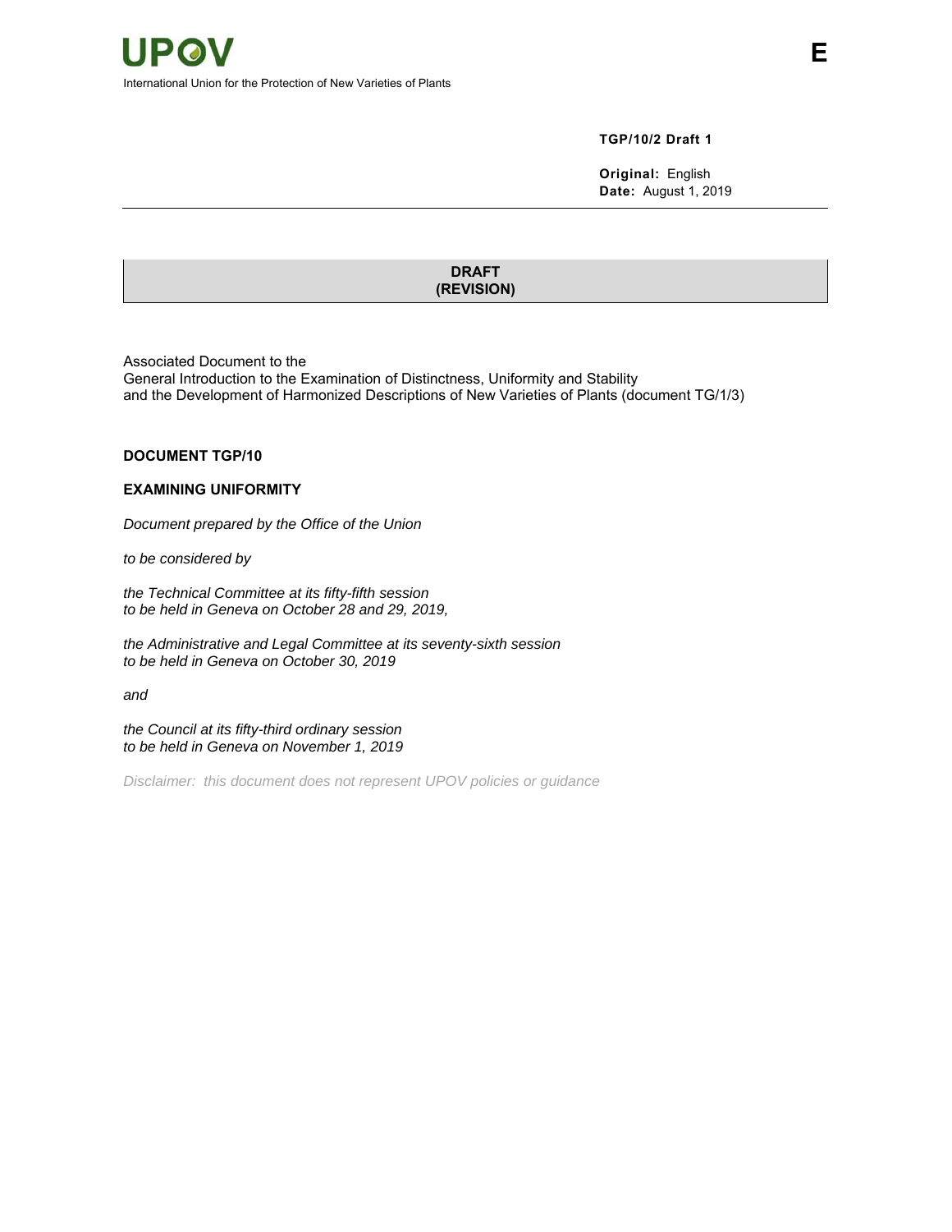UPOV

International Union for the Protection of New Varieties of Plants

E

**TGP/10/2 Draft 1**

**Original:** English
**Date:** August 1, 2019

**DRAFT**
**(REVISION)**

Associated Document to the
General Introduction to the Examination of Distinctness, Uniformity and Stability
and the Development of Harmonized Descriptions of New Varieties of Plants (document TG/1/3)

**DOCUMENT TGP/10**

**EXAMINING UNIFORMITY**

*Document prepared by the Office of the Union*

*to be considered by*

*the Technical Committee at its fifty-fifth session*
*to be held in Geneva on October 28 and 29, 2019,*

*the Administrative and Legal Committee at its seventy-sixth session*
*to be held in Geneva on October 30, 2019*

*and*

*the Council at its fifty-third ordinary session*
*to be held in Geneva on November 1, 2019*

*Disclaimer: this document does not represent UPOV policies or guidance*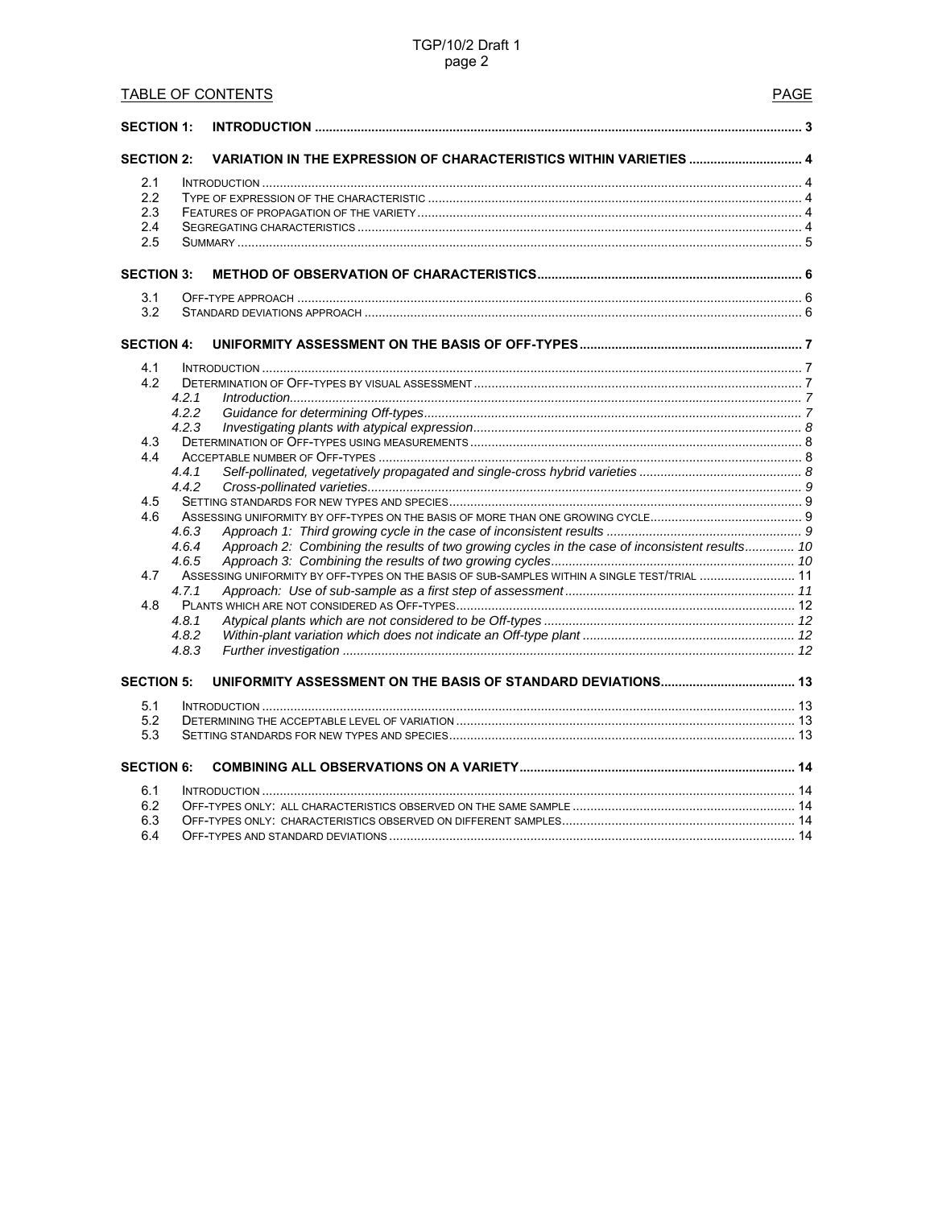TABLE OF CONTENTS PAGE

**SECTION 1: INTRODUCTION** ..... 3

**SECTION 2: VARIATION IN THE EXPRESSION OF CHARACTERISTICS WITHIN VARIETIES** ..... 4

- 2.1 Introduction ..... 4
- 2.2 Type of expression of the characteristic ..... 4
- 2.3 Features of propagation of the variety ..... 4
- 2.4 Segregating characteristics ..... 4
- 2.5 Summary ..... 5

**SECTION 3: METHOD OF OBSERVATION OF CHARACTERISTICS** ..... 6

- 3.1 Off-type approach ..... 6
- 3.2 Standard deviations approach ..... 6

**SECTION 4: UNIFORMITY ASSESSMENT ON THE BASIS OF OFF-TYPES** ..... 7

- 4.1 Introduction ..... 7
- 4.2 Determination of Off-types by visual assessment ..... 7
  - 4.2.1 *Introduction* ..... 7
  - 4.2.2 *Guidance for determining Off-types* ..... 7
  - 4.2.3 *Investigating plants with atypical expression* ..... 8
- 4.3 Determination of Off-types using measurements ..... 8
- 4.4 Acceptable number of Off-types ..... 8
  - 4.4.1 *Self-pollinated, vegetatively propagated and single-cross hybrid varieties* ..... 8
  - 4.4.2 *Cross-pollinated varieties* ..... 9
- 4.5 Setting standards for new types and species ..... 9
- 4.6 Assessing uniformity by off-types on the basis of more than one growing cycle ..... 9
  - 4.6.3 *Approach 1: Third growing cycle in the case of inconsistent results* ..... 9
  - 4.6.4 *Approach 2: Combining the results of two growing cycles in the case of inconsistent results* ..... 10
  - 4.6.5 *Approach 3: Combining the results of two growing cycles* ..... 10
- 4.7 Assessing uniformity by off-types on the basis of sub-samples within a single test/trial ..... 11
  - 4.7.1 *Approach: Use of sub-sample as a first step of assessment* ..... 11
- 4.8 Plants which are not considered as Off-types ..... 12
  - 4.8.1 *Atypical plants which are not considered to be Off-types* ..... 12
  - 4.8.2 *Within-plant variation which does not indicate an Off-type plant* ..... 12
  - 4.8.3 *Further investigation* ..... 12

**SECTION 5: UNIFORMITY ASSESSMENT ON THE BASIS OF STANDARD DEVIATIONS** ..... 13

- 5.1 Introduction ..... 13
- 5.2 Determining the acceptable level of variation ..... 13
- 5.3 Setting standards for new types and species ..... 13

**SECTION 6: COMBINING ALL OBSERVATIONS ON A VARIETY** ..... 14

- 6.1 Introduction ..... 14
- 6.2 Off-types only: all characteristics observed on the same sample ..... 14
- 6.3 Off-types only: characteristics observed on different samples ..... 14
- 6.4 Off-types and standard deviations ..... 14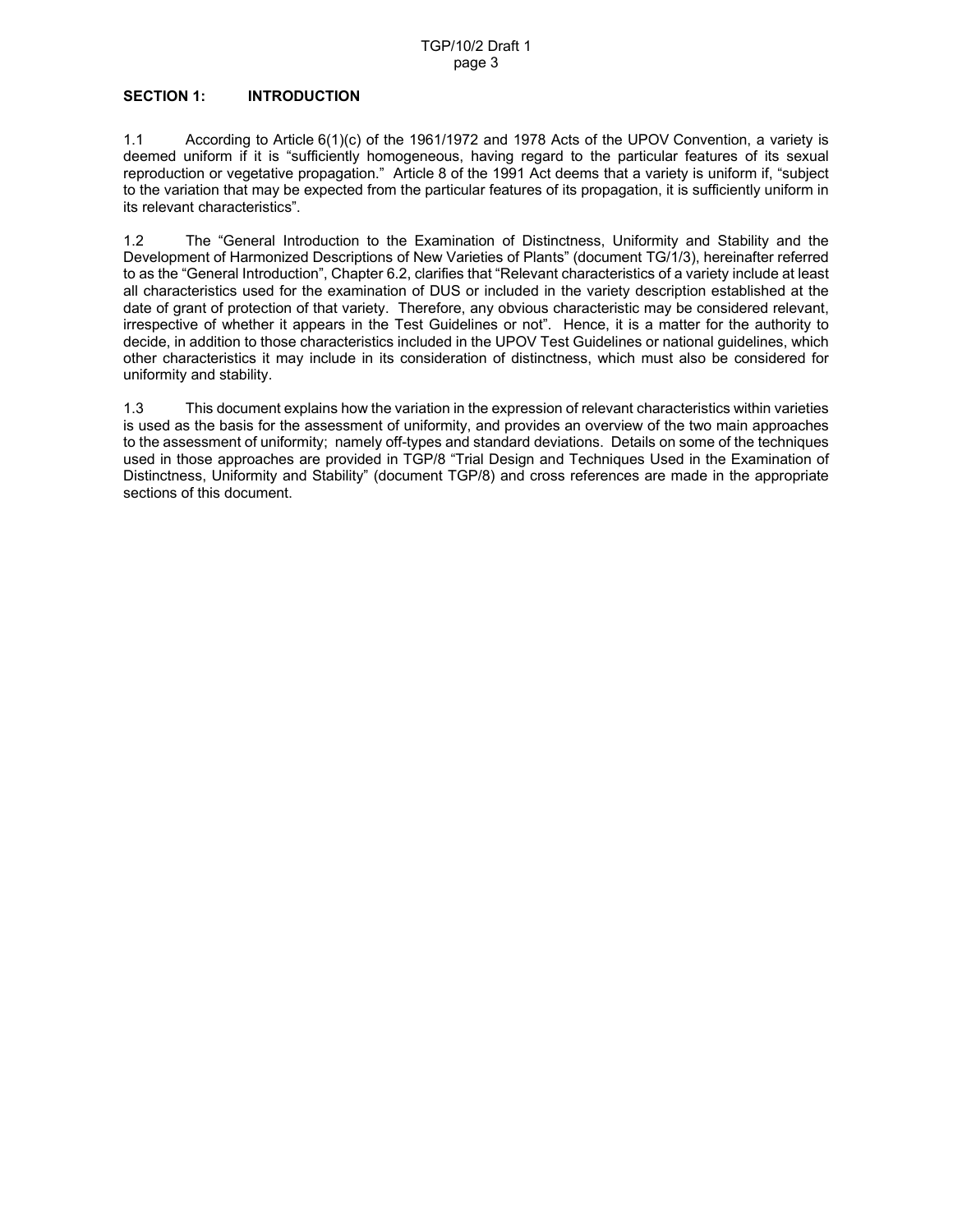## SECTION 1: INTRODUCTION

1.1 According to Article 6(1)(c) of the 1961/1972 and 1978 Acts of the UPOV Convention, a variety is deemed uniform if it is "sufficiently homogeneous, having regard to the particular features of its sexual reproduction or vegetative propagation." Article 8 of the 1991 Act deems that a variety is uniform if, "subject to the variation that may be expected from the particular features of its propagation, it is sufficiently uniform in its relevant characteristics".

1.2 The "General Introduction to the Examination of Distinctness, Uniformity and Stability and the Development of Harmonized Descriptions of New Varieties of Plants" (document TG/1/3), hereinafter referred to as the "General Introduction", Chapter 6.2, clarifies that "Relevant characteristics of a variety include at least all characteristics used for the examination of DUS or included in the variety description established at the date of grant of protection of that variety. Therefore, any obvious characteristic may be considered relevant, irrespective of whether it appears in the Test Guidelines or not". Hence, it is a matter for the authority to decide, in addition to those characteristics included in the UPOV Test Guidelines or national guidelines, which other characteristics it may include in its consideration of distinctness, which must also be considered for uniformity and stability.

1.3 This document explains how the variation in the expression of relevant characteristics within varieties is used as the basis for the assessment of uniformity, and provides an overview of the two main approaches to the assessment of uniformity; namely off-types and standard deviations. Details on some of the techniques used in those approaches are provided in TGP/8 "Trial Design and Techniques Used in the Examination of Distinctness, Uniformity and Stability" (document TGP/8) and cross references are made in the appropriate sections of this document.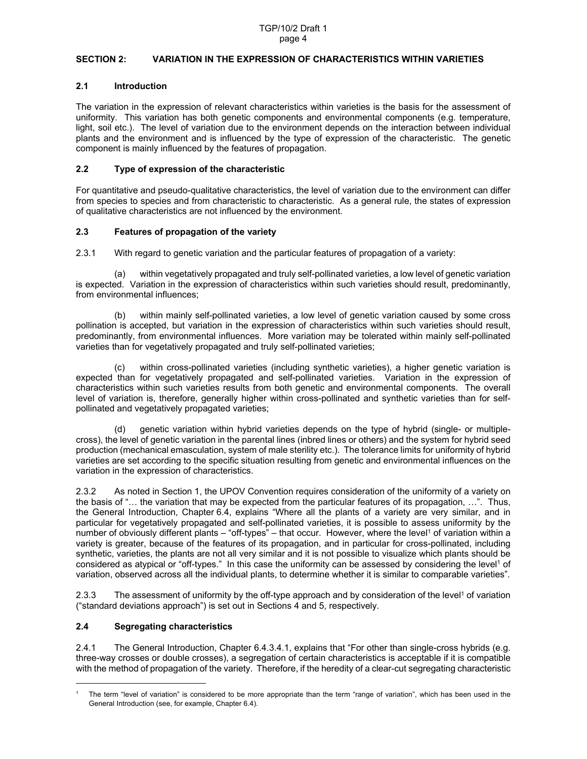## SECTION 2: VARIATION IN THE EXPRESSION OF CHARACTERISTICS WITHIN VARIETIES

### 2.1 Introduction

The variation in the expression of relevant characteristics within varieties is the basis for the assessment of uniformity. This variation has both genetic components and environmental components (e.g. temperature, light, soil etc.). The level of variation due to the environment depends on the interaction between individual plants and the environment and is influenced by the type of expression of the characteristic. The genetic component is mainly influenced by the features of propagation.

### 2.2 Type of expression of the characteristic

For quantitative and pseudo-qualitative characteristics, the level of variation due to the environment can differ from species to species and from characteristic to characteristic. As a general rule, the states of expression of qualitative characteristics are not influenced by the environment.

### 2.3 Features of propagation of the variety

2.3.1 With regard to genetic variation and the particular features of propagation of a variety:

(a) within vegetatively propagated and truly self-pollinated varieties, a low level of genetic variation is expected. Variation in the expression of characteristics within such varieties should result, predominantly, from environmental influences;

(b) within mainly self-pollinated varieties, a low level of genetic variation caused by some cross pollination is accepted, but variation in the expression of characteristics within such varieties should result, predominantly, from environmental influences. More variation may be tolerated within mainly self-pollinated varieties than for vegetatively propagated and truly self-pollinated varieties;

(c) within cross-pollinated varieties (including synthetic varieties), a higher genetic variation is expected than for vegetatively propagated and self-pollinated varieties. Variation in the expression of characteristics within such varieties results from both genetic and environmental components. The overall level of variation is, therefore, generally higher within cross-pollinated and synthetic varieties than for self-pollinated and vegetatively propagated varieties;

(d) genetic variation within hybrid varieties depends on the type of hybrid (single- or multiple-cross), the level of genetic variation in the parental lines (inbred lines or others) and the system for hybrid seed production (mechanical emasculation, system of male sterility etc.). The tolerance limits for uniformity of hybrid varieties are set according to the specific situation resulting from genetic and environmental influences on the variation in the expression of characteristics.

2.3.2 As noted in Section 1, the UPOV Convention requires consideration of the uniformity of a variety on the basis of "… the variation that may be expected from the particular features of its propagation, …". Thus, the General Introduction, Chapter 6.4, explains "Where all the plants of a variety are very similar, and in particular for vegetatively propagated and self-pollinated varieties, it is possible to assess uniformity by the number of obviously different plants – "off-types" – that occur. However, where the level[1] of variation within a variety is greater, because of the features of its propagation, and in particular for cross-pollinated, including synthetic, varieties, the plants are not all very similar and it is not possible to visualize which plants should be considered as atypical or "off-types." In this case the uniformity can be assessed by considering the level[1] of variation, observed across all the individual plants, to determine whether it is similar to comparable varieties".

2.3.3 The assessment of uniformity by the off-type approach and by consideration of the level[1] of variation ("standard deviations approach") is set out in Sections 4 and 5, respectively.

### 2.4 Segregating characteristics

2.4.1 The General Introduction, Chapter 6.4.3.4.1, explains that "For other than single-cross hybrids (e.g. three-way crosses or double crosses), a segregation of certain characteristics is acceptable if it is compatible with the method of propagation of the variety. Therefore, if the heredity of a clear-cut segregating characteristic

---

[1] The term "level of variation" is considered to be more appropriate than the term "range of variation", which has been used in the General Introduction (see, for example, Chapter 6.4).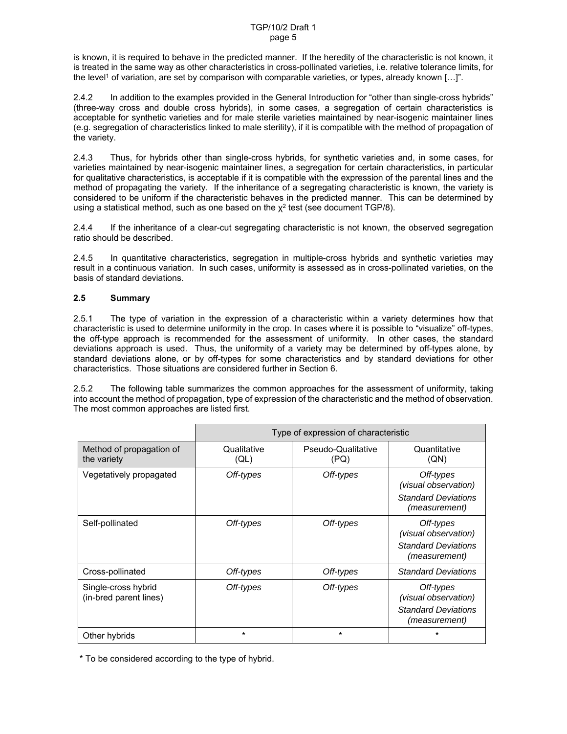is known, it is required to behave in the predicted manner. If the heredity of the characteristic is not known, it is treated in the same way as other characteristics in cross-pollinated varieties, i.e. relative tolerance limits, for the level[1] of variation, are set by comparison with comparable varieties, or types, already known […]".

2.4.2 In addition to the examples provided in the General Introduction for "other than single-cross hybrids" (three-way cross and double cross hybrids), in some cases, a segregation of certain characteristics is acceptable for synthetic varieties and for male sterile varieties maintained by near-isogenic maintainer lines (e.g. segregation of characteristics linked to male sterility), if it is compatible with the method of propagation of the variety.

2.4.3 Thus, for hybrids other than single-cross hybrids, for synthetic varieties and, in some cases, for varieties maintained by near-isogenic maintainer lines, a segregation for certain characteristics, in particular for qualitative characteristics, is acceptable if it is compatible with the expression of the parental lines and the method of propagating the variety. If the inheritance of a segregating characteristic is known, the variety is considered to be uniform if the characteristic behaves in the predicted manner. This can be determined by using a statistical method, such as one based on the $\chi^2$ test (see document TGP/8).

2.4.4 If the inheritance of a clear-cut segregating characteristic is not known, the observed segregation ratio should be described.

2.4.5 In quantitative characteristics, segregation in multiple-cross hybrids and synthetic varieties may result in a continuous variation. In such cases, uniformity is assessed as in cross-pollinated varieties, on the basis of standard deviations.

### 2.5 Summary

2.5.1 The type of variation in the expression of a characteristic within a variety determines how that characteristic is used to determine uniformity in the crop. In cases where it is possible to "visualize" off-types, the off-type approach is recommended for the assessment of uniformity. In other cases, the standard deviations approach is used. Thus, the uniformity of a variety may be determined by off-types alone, by standard deviations alone, or by off-types for some characteristics and by standard deviations for other characteristics. Those situations are considered further in Section 6.

2.5.2 The following table summarizes the common approaches for the assessment of uniformity, taking into account the method of propagation, type of expression of the characteristic and the method of observation. The most common approaches are listed first.

| | Type of expression of characteristic | | |
|---|---|---|---|
| Method of propagation of the variety | Qualitative (QL) | Pseudo-Qualitative (PQ) | Quantitative (QN) |
| Vegetatively propagated | *Off-types* | *Off-types* | *Off-types (visual observation)* <br> *Standard Deviations (measurement)* |
| Self-pollinated | *Off-types* | *Off-types* | *Off-types (visual observation)* <br> *Standard Deviations (measurement)* |
| Cross-pollinated | *Off-types* | *Off-types* | *Standard Deviations* |
| Single-cross hybrid (in-bred parent lines) | *Off-types* | *Off-types* | *Off-types (visual observation)* <br> *Standard Deviations (measurement)* |
| Other hybrids | * | * | * |

\* To be considered according to the type of hybrid.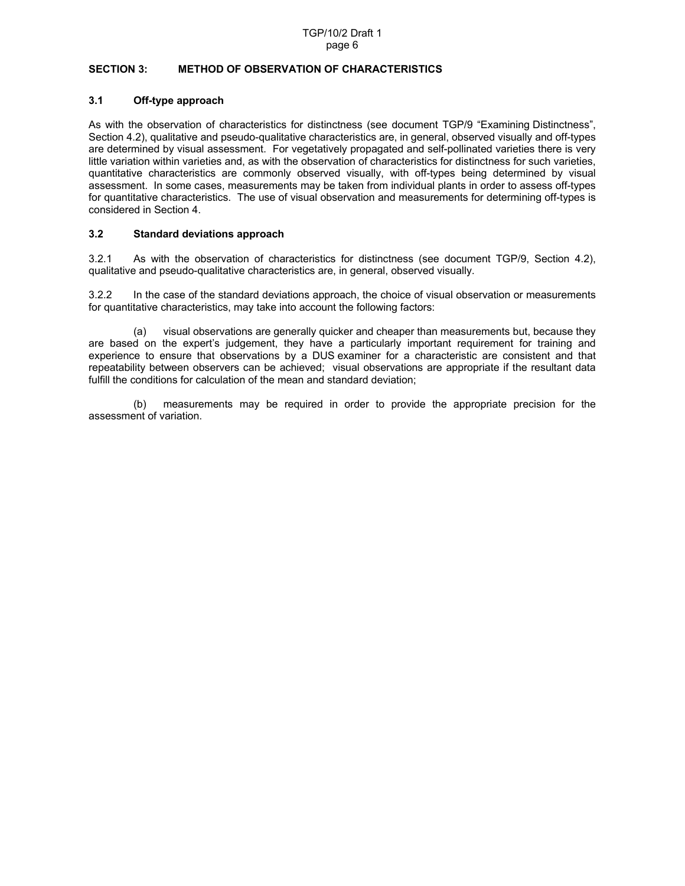## SECTION 3: METHOD OF OBSERVATION OF CHARACTERISTICS

### 3.1 Off-type approach

As with the observation of characteristics for distinctness (see document TGP/9 "Examining Distinctness", Section 4.2), qualitative and pseudo-qualitative characteristics are, in general, observed visually and off-types are determined by visual assessment. For vegetatively propagated and self-pollinated varieties there is very little variation within varieties and, as with the observation of characteristics for distinctness for such varieties, quantitative characteristics are commonly observed visually, with off-types being determined by visual assessment. In some cases, measurements may be taken from individual plants in order to assess off-types for quantitative characteristics. The use of visual observation and measurements for determining off-types is considered in Section 4.

### 3.2 Standard deviations approach

3.2.1 As with the observation of characteristics for distinctness (see document TGP/9, Section 4.2), qualitative and pseudo-qualitative characteristics are, in general, observed visually.

3.2.2 In the case of the standard deviations approach, the choice of visual observation or measurements for quantitative characteristics, may take into account the following factors:

(a) visual observations are generally quicker and cheaper than measurements but, because they are based on the expert's judgement, they have a particularly important requirement for training and experience to ensure that observations by a DUS examiner for a characteristic are consistent and that repeatability between observers can be achieved; visual observations are appropriate if the resultant data fulfill the conditions for calculation of the mean and standard deviation;

(b) measurements may be required in order to provide the appropriate precision for the assessment of variation.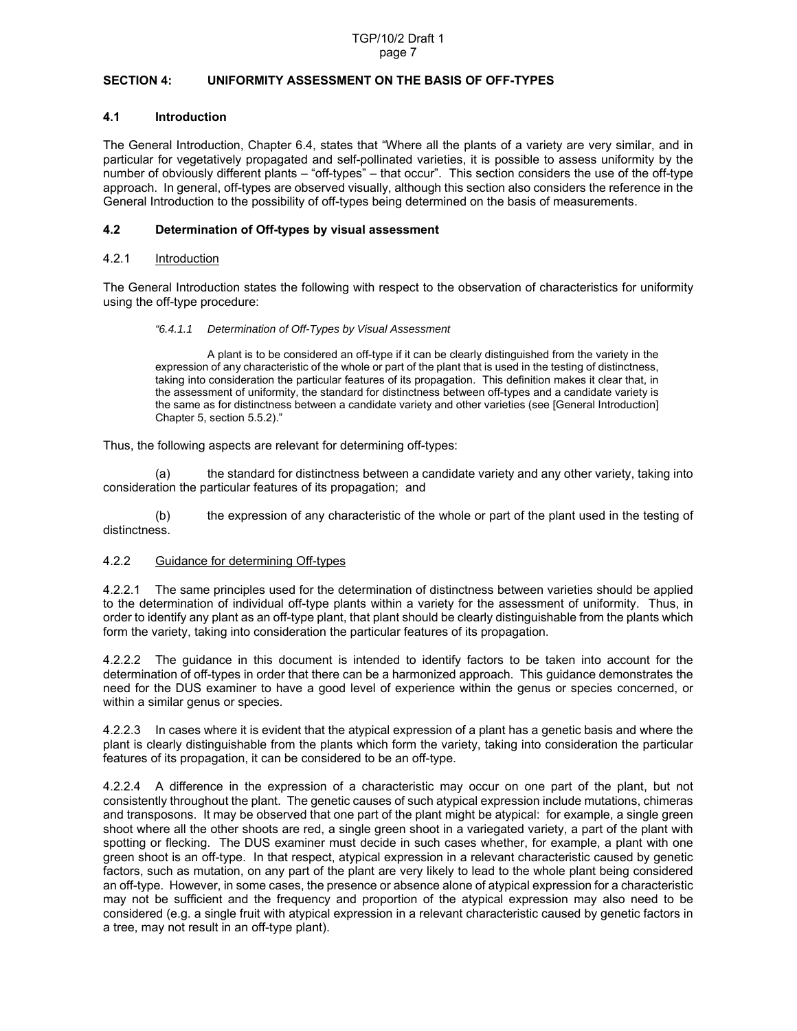## SECTION 4: UNIFORMITY ASSESSMENT ON THE BASIS OF OFF-TYPES

### 4.1 Introduction

The General Introduction, Chapter 6.4, states that "Where all the plants of a variety are very similar, and in particular for vegetatively propagated and self-pollinated varieties, it is possible to assess uniformity by the number of obviously different plants – "off-types" – that occur". This section considers the use of the off-type approach. In general, off-types are observed visually, although this section also considers the reference in the General Introduction to the possibility of off-types being determined on the basis of measurements.

### 4.2 Determination of Off-types by visual assessment

#### 4.2.1 Introduction

The General Introduction states the following with respect to the observation of characteristics for uniformity using the off-type procedure:

> *"6.4.1.1 Determination of Off-Types by Visual Assessment*
>
> A plant is to be considered an off-type if it can be clearly distinguished from the variety in the expression of any characteristic of the whole or part of the plant that is used in the testing of distinctness, taking into consideration the particular features of its propagation. This definition makes it clear that, in the assessment of uniformity, the standard for distinctness between off-types and a candidate variety is the same as for distinctness between a candidate variety and other varieties (see [General Introduction] Chapter 5, section 5.5.2)."

Thus, the following aspects are relevant for determining off-types:

(a) the standard for distinctness between a candidate variety and any other variety, taking into consideration the particular features of its propagation; and

(b) the expression of any characteristic of the whole or part of the plant used in the testing of distinctness.

#### 4.2.2 Guidance for determining Off-types

4.2.2.1 The same principles used for the determination of distinctness between varieties should be applied to the determination of individual off-type plants within a variety for the assessment of uniformity. Thus, in order to identify any plant as an off-type plant, that plant should be clearly distinguishable from the plants which form the variety, taking into consideration the particular features of its propagation.

4.2.2.2 The guidance in this document is intended to identify factors to be taken into account for the determination of off-types in order that there can be a harmonized approach. This guidance demonstrates the need for the DUS examiner to have a good level of experience within the genus or species concerned, or within a similar genus or species.

4.2.2.3 In cases where it is evident that the atypical expression of a plant has a genetic basis and where the plant is clearly distinguishable from the plants which form the variety, taking into consideration the particular features of its propagation, it can be considered to be an off-type.

4.2.2.4 A difference in the expression of a characteristic may occur on one part of the plant, but not consistently throughout the plant. The genetic causes of such atypical expression include mutations, chimeras and transposons. It may be observed that one part of the plant might be atypical: for example, a single green shoot where all the other shoots are red, a single green shoot in a variegated variety, a part of the plant with spotting or flecking. The DUS examiner must decide in such cases whether, for example, a plant with one green shoot is an off-type. In that respect, atypical expression in a relevant characteristic caused by genetic factors, such as mutation, on any part of the plant are very likely to lead to the whole plant being considered an off-type. However, in some cases, the presence or absence alone of atypical expression for a characteristic may not be sufficient and the frequency and proportion of the atypical expression may also need to be considered (e.g. a single fruit with atypical expression in a relevant characteristic caused by genetic factors in a tree, may not result in an off-type plant).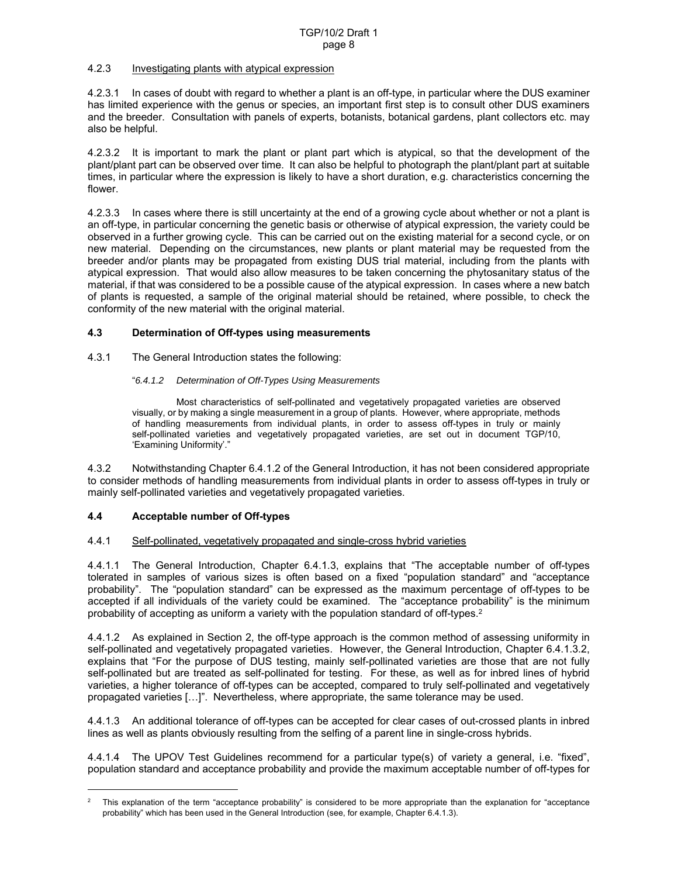#### 4.2.3 Investigating plants with atypical expression

4.2.3.1 In cases of doubt with regard to whether a plant is an off-type, in particular where the DUS examiner has limited experience with the genus or species, an important first step is to consult other DUS examiners and the breeder. Consultation with panels of experts, botanists, botanical gardens, plant collectors etc. may also be helpful.

4.2.3.2 It is important to mark the plant or plant part which is atypical, so that the development of the plant/plant part can be observed over time. It can also be helpful to photograph the plant/plant part at suitable times, in particular where the expression is likely to have a short duration, e.g. characteristics concerning the flower.

4.2.3.3 In cases where there is still uncertainty at the end of a growing cycle about whether or not a plant is an off-type, in particular concerning the genetic basis or otherwise of atypical expression, the variety could be observed in a further growing cycle. This can be carried out on the existing material for a second cycle, or on new material. Depending on the circumstances, new plants or plant material may be requested from the breeder and/or plants may be propagated from existing DUS trial material, including from the plants with atypical expression. That would also allow measures to be taken concerning the phytosanitary status of the material, if that was considered to be a possible cause of the atypical expression. In cases where a new batch of plants is requested, a sample of the original material should be retained, where possible, to check the conformity of the new material with the original material.

### 4.3 Determination of Off-types using measurements

4.3.1 The General Introduction states the following:

> "*6.4.1.2 Determination of Off-Types Using Measurements*
>
> Most characteristics of self-pollinated and vegetatively propagated varieties are observed visually, or by making a single measurement in a group of plants. However, where appropriate, methods of handling measurements from individual plants, in order to assess off-types in truly or mainly self-pollinated varieties and vegetatively propagated varieties, are set out in document TGP/10, 'Examining Uniformity'."

4.3.2 Notwithstanding Chapter 6.4.1.2 of the General Introduction, it has not been considered appropriate to consider methods of handling measurements from individual plants in order to assess off-types in truly or mainly self-pollinated varieties and vegetatively propagated varieties.

### 4.4 Acceptable number of Off-types

#### 4.4.1 Self-pollinated, vegetatively propagated and single-cross hybrid varieties

4.4.1.1 The General Introduction, Chapter 6.4.1.3, explains that "The acceptable number of off-types tolerated in samples of various sizes is often based on a fixed "population standard" and "acceptance probability". The "population standard" can be expressed as the maximum percentage of off-types to be accepted if all individuals of the variety could be examined. The "acceptance probability" is the minimum probability of accepting as uniform a variety with the population standard of off-types.[2]

4.4.1.2 As explained in Section 2, the off-type approach is the common method of assessing uniformity in self-pollinated and vegetatively propagated varieties. However, the General Introduction, Chapter 6.4.1.3.2, explains that "For the purpose of DUS testing, mainly self-pollinated varieties are those that are not fully self-pollinated but are treated as self-pollinated for testing. For these, as well as for inbred lines of hybrid varieties, a higher tolerance of off-types can be accepted, compared to truly self-pollinated and vegetatively propagated varieties […]". Nevertheless, where appropriate, the same tolerance may be used.

4.4.1.3 An additional tolerance of off-types can be accepted for clear cases of out-crossed plants in inbred lines as well as plants obviously resulting from the selfing of a parent line in single-cross hybrids.

4.4.1.4 The UPOV Test Guidelines recommend for a particular type(s) of variety a general, i.e. "fixed", population standard and acceptance probability and provide the maximum acceptable number of off-types for

---

[2] This explanation of the term "acceptance probability" is considered to be more appropriate than the explanation for "acceptance probability" which has been used in the General Introduction (see, for example, Chapter 6.4.1.3).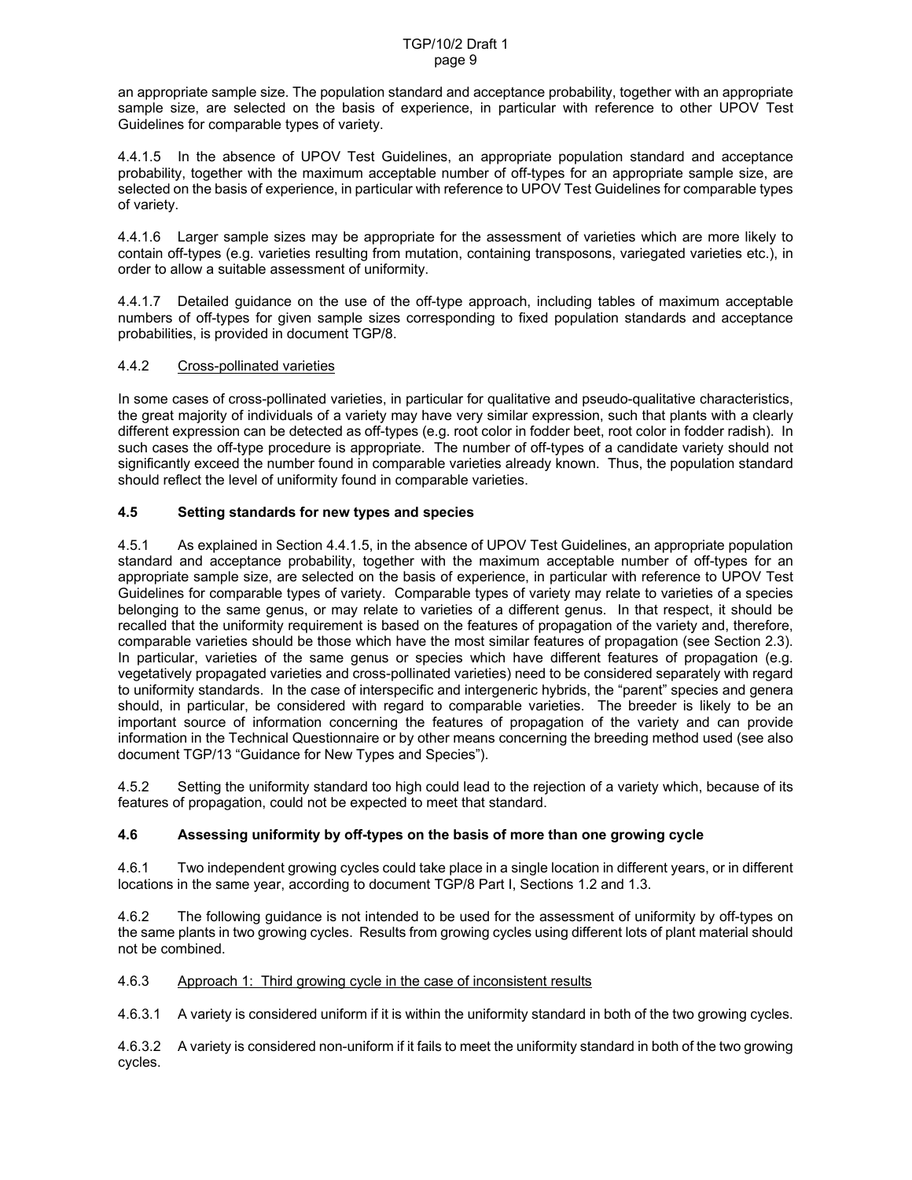an appropriate sample size. The population standard and acceptance probability, together with an appropriate sample size, are selected on the basis of experience, in particular with reference to other UPOV Test Guidelines for comparable types of variety.

4.4.1.5 In the absence of UPOV Test Guidelines, an appropriate population standard and acceptance probability, together with the maximum acceptable number of off-types for an appropriate sample size, are selected on the basis of experience, in particular with reference to UPOV Test Guidelines for comparable types of variety.

4.4.1.6 Larger sample sizes may be appropriate for the assessment of varieties which are more likely to contain off-types (e.g. varieties resulting from mutation, containing transposons, variegated varieties etc.), in order to allow a suitable assessment of uniformity.

4.4.1.7 Detailed guidance on the use of the off-type approach, including tables of maximum acceptable numbers of off-types for given sample sizes corresponding to fixed population standards and acceptance probabilities, is provided in document TGP/8.

4.4.2 Cross-pollinated varieties

In some cases of cross-pollinated varieties, in particular for qualitative and pseudo-qualitative characteristics, the great majority of individuals of a variety may have very similar expression, such that plants with a clearly different expression can be detected as off-types (e.g. root color in fodder beet, root color in fodder radish). In such cases the off-type procedure is appropriate. The number of off-types of a candidate variety should not significantly exceed the number found in comparable varieties already known. Thus, the population standard should reflect the level of uniformity found in comparable varieties.

### 4.5 Setting standards for new types and species

4.5.1 As explained in Section 4.4.1.5, in the absence of UPOV Test Guidelines, an appropriate population standard and acceptance probability, together with the maximum acceptable number of off-types for an appropriate sample size, are selected on the basis of experience, in particular with reference to UPOV Test Guidelines for comparable types of variety. Comparable types of variety may relate to varieties of a species belonging to the same genus, or may relate to varieties of a different genus. In that respect, it should be recalled that the uniformity requirement is based on the features of propagation of the variety and, therefore, comparable varieties should be those which have the most similar features of propagation (see Section 2.3). In particular, varieties of the same genus or species which have different features of propagation (e.g. vegetatively propagated varieties and cross-pollinated varieties) need to be considered separately with regard to uniformity standards. In the case of interspecific and intergeneric hybrids, the "parent" species and genera should, in particular, be considered with regard to comparable varieties. The breeder is likely to be an important source of information concerning the features of propagation of the variety and can provide information in the Technical Questionnaire or by other means concerning the breeding method used (see also document TGP/13 "Guidance for New Types and Species").

4.5.2 Setting the uniformity standard too high could lead to the rejection of a variety which, because of its features of propagation, could not be expected to meet that standard.

### 4.6 Assessing uniformity by off-types on the basis of more than one growing cycle

4.6.1 Two independent growing cycles could take place in a single location in different years, or in different locations in the same year, according to document TGP/8 Part I, Sections 1.2 and 1.3.

4.6.2 The following guidance is not intended to be used for the assessment of uniformity by off-types on the same plants in two growing cycles. Results from growing cycles using different lots of plant material should not be combined.

4.6.3 Approach 1: Third growing cycle in the case of inconsistent results

4.6.3.1 A variety is considered uniform if it is within the uniformity standard in both of the two growing cycles.

4.6.3.2 A variety is considered non-uniform if it fails to meet the uniformity standard in both of the two growing cycles.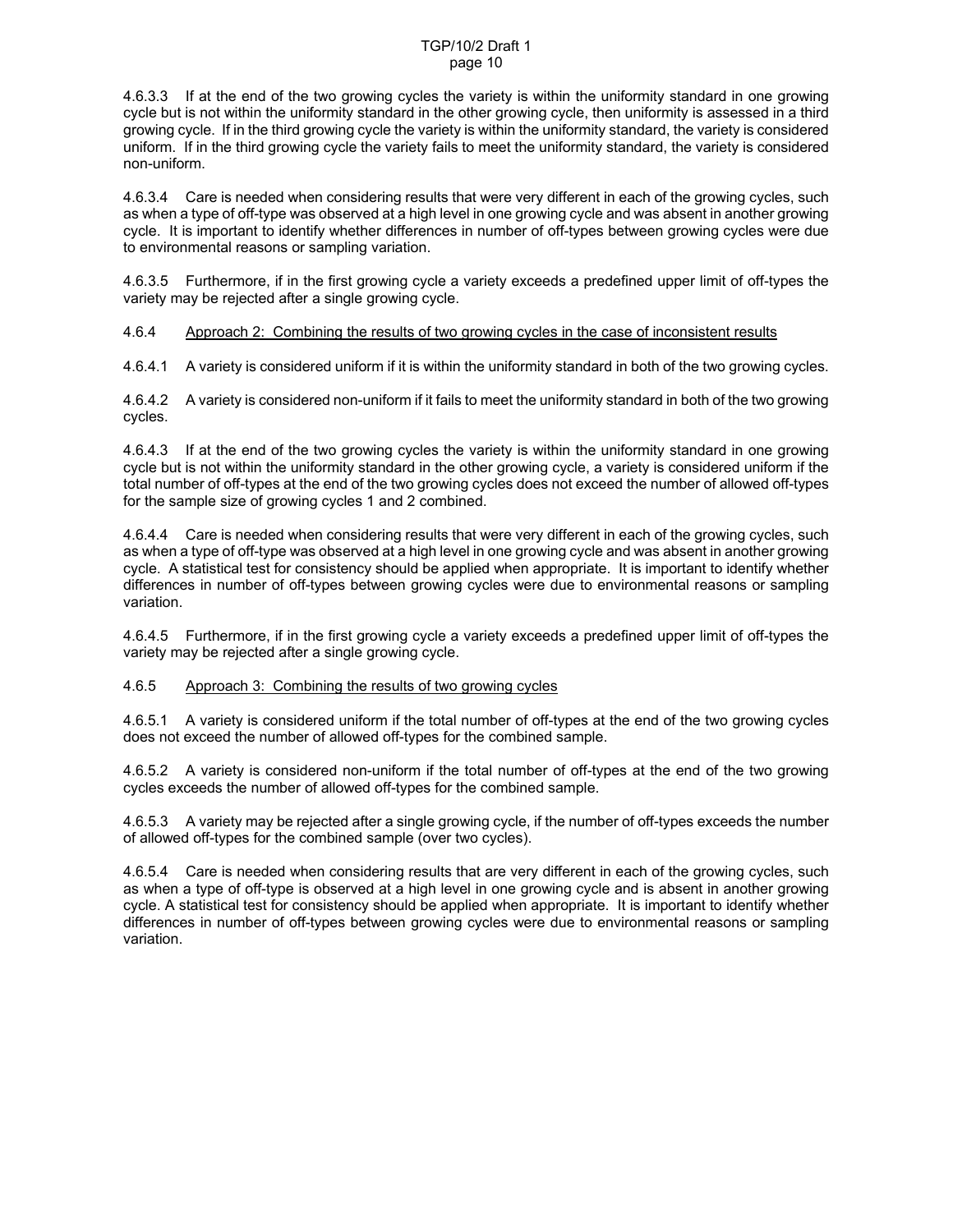4.6.3.3 If at the end of the two growing cycles the variety is within the uniformity standard in one growing cycle but is not within the uniformity standard in the other growing cycle, then uniformity is assessed in a third growing cycle. If in the third growing cycle the variety is within the uniformity standard, the variety is considered uniform. If in the third growing cycle the variety fails to meet the uniformity standard, the variety is considered non-uniform.

4.6.3.4 Care is needed when considering results that were very different in each of the growing cycles, such as when a type of off-type was observed at a high level in one growing cycle and was absent in another growing cycle. It is important to identify whether differences in number of off-types between growing cycles were due to environmental reasons or sampling variation.

4.6.3.5 Furthermore, if in the first growing cycle a variety exceeds a predefined upper limit of off-types the variety may be rejected after a single growing cycle.

4.6.4 Approach 2: Combining the results of two growing cycles in the case of inconsistent results

4.6.4.1 A variety is considered uniform if it is within the uniformity standard in both of the two growing cycles.

4.6.4.2 A variety is considered non-uniform if it fails to meet the uniformity standard in both of the two growing cycles.

4.6.4.3 If at the end of the two growing cycles the variety is within the uniformity standard in one growing cycle but is not within the uniformity standard in the other growing cycle, a variety is considered uniform if the total number of off-types at the end of the two growing cycles does not exceed the number of allowed off-types for the sample size of growing cycles 1 and 2 combined.

4.6.4.4 Care is needed when considering results that were very different in each of the growing cycles, such as when a type of off-type was observed at a high level in one growing cycle and was absent in another growing cycle. A statistical test for consistency should be applied when appropriate. It is important to identify whether differences in number of off-types between growing cycles were due to environmental reasons or sampling variation.

4.6.4.5 Furthermore, if in the first growing cycle a variety exceeds a predefined upper limit of off-types the variety may be rejected after a single growing cycle.

4.6.5 Approach 3: Combining the results of two growing cycles

4.6.5.1 A variety is considered uniform if the total number of off-types at the end of the two growing cycles does not exceed the number of allowed off-types for the combined sample.

4.6.5.2 A variety is considered non-uniform if the total number of off-types at the end of the two growing cycles exceeds the number of allowed off-types for the combined sample.

4.6.5.3 A variety may be rejected after a single growing cycle, if the number of off-types exceeds the number of allowed off-types for the combined sample (over two cycles).

4.6.5.4 Care is needed when considering results that are very different in each of the growing cycles, such as when a type of off-type is observed at a high level in one growing cycle and is absent in another growing cycle. A statistical test for consistency should be applied when appropriate. It is important to identify whether differences in number of off-types between growing cycles were due to environmental reasons or sampling variation.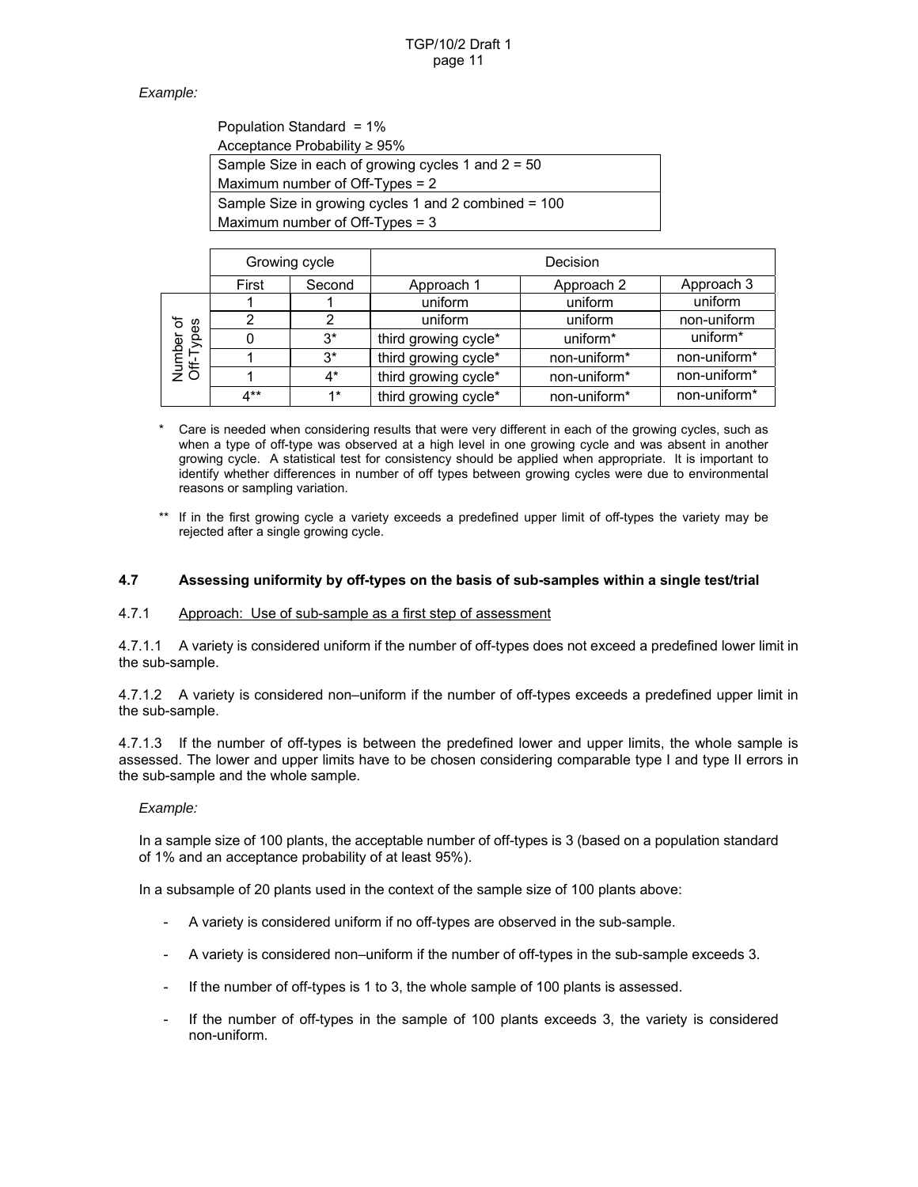*Example:*

| Population Standard = 1% |
|---|
| Acceptance Probability ≥ 95% |
| Sample Size in each of growing cycles 1 and 2 = 50<br>Maximum number of Off-Types = 2 |
| Sample Size in growing cycles 1 and 2 combined = 100<br>Maximum number of Off-Types = 3 |

| | Growing cycle | | Decision | | |
|---|---|---|---|---|---|
| | First | Second | Approach 1 | Approach 2 | Approach 3 |
| Number of Off-Types | 1 | 1 | uniform | uniform | uniform |
| | 2 | 2 | uniform | uniform | non-uniform |
| | 0 | 3* | third growing cycle* | uniform* | uniform* |
| | 1 | 3* | third growing cycle* | non-uniform* | non-uniform* |
| | 1 | 4* | third growing cycle* | non-uniform* | non-uniform* |
| | 4** | 1* | third growing cycle* | non-uniform* | non-uniform* |

\* Care is needed when considering results that were very different in each of the growing cycles, such as when a type of off-type was observed at a high level in one growing cycle and was absent in another growing cycle. A statistical test for consistency should be applied when appropriate. It is important to identify whether differences in number of off types between growing cycles were due to environmental reasons or sampling variation.

\*\* If in the first growing cycle a variety exceeds a predefined upper limit of off-types the variety may be rejected after a single growing cycle.

### 4.7 Assessing uniformity by off-types on the basis of sub-samples within a single test/trial

4.7.1 Approach: Use of sub-sample as a first step of assessment

4.7.1.1 A variety is considered uniform if the number of off-types does not exceed a predefined lower limit in the sub-sample.

4.7.1.2 A variety is considered non–uniform if the number of off-types exceeds a predefined upper limit in the sub-sample.

4.7.1.3 If the number of off-types is between the predefined lower and upper limits, the whole sample is assessed. The lower and upper limits have to be chosen considering comparable type I and type II errors in the sub-sample and the whole sample.

*Example:*

In a sample size of 100 plants, the acceptable number of off-types is 3 (based on a population standard of 1% and an acceptance probability of at least 95%).

In a subsample of 20 plants used in the context of the sample size of 100 plants above:

- A variety is considered uniform if no off-types are observed in the sub-sample.
- A variety is considered non–uniform if the number of off-types in the sub-sample exceeds 3.
- If the number of off-types is 1 to 3, the whole sample of 100 plants is assessed.
- If the number of off-types in the sample of 100 plants exceeds 3, the variety is considered non-uniform.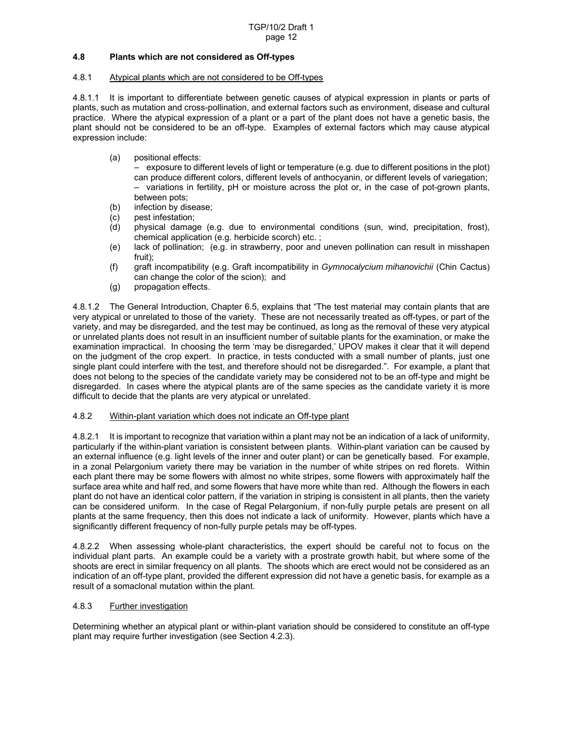### 4.8 Plants which are not considered as Off-types

#### 4.8.1 Atypical plants which are not considered to be Off-types

4.8.1.1 It is important to differentiate between genetic causes of atypical expression in plants or parts of plants, such as mutation and cross-pollination, and external factors such as environment, disease and cultural practice. Where the atypical expression of a plant or a part of the plant does not have a genetic basis, the plant should not be considered to be an off-type. Examples of external factors which may cause atypical expression include:

(a) positional effects:
 – exposure to different levels of light or temperature (e.g. due to different positions in the plot) can produce different colors, different levels of anthocyanin, or different levels of variegation;
 – variations in fertility, pH or moisture across the plot or, in the case of pot-grown plants, between pots;
(b) infection by disease;
(c) pest infestation;
(d) physical damage (e.g. due to environmental conditions (sun, wind, precipitation, frost), chemical application (e.g. herbicide scorch) etc. ;
(e) lack of pollination; (e.g. in strawberry, poor and uneven pollination can result in misshapen fruit);
(f) graft incompatibility (e.g. Graft incompatibility in *Gymnocalycium mihanovichii* (Chin Cactus) can change the color of the scion); and
(g) propagation effects.

4.8.1.2 The General Introduction, Chapter 6.5, explains that "The test material may contain plants that are very atypical or unrelated to those of the variety. These are not necessarily treated as off-types, or part of the variety, and may be disregarded, and the test may be continued, as long as the removal of these very atypical or unrelated plants does not result in an insufficient number of suitable plants for the examination, or make the examination impractical. In choosing the term 'may be disregarded,' UPOV makes it clear that it will depend on the judgment of the crop expert. In practice, in tests conducted with a small number of plants, just one single plant could interfere with the test, and therefore should not be disregarded.". For example, a plant that does not belong to the species of the candidate variety may be considered not to be an off-type and might be disregarded. In cases where the atypical plants are of the same species as the candidate variety it is more difficult to decide that the plants are very atypical or unrelated.

#### 4.8.2 Within-plant variation which does not indicate an Off-type plant

4.8.2.1 It is important to recognize that variation within a plant may not be an indication of a lack of uniformity, particularly if the within-plant variation is consistent between plants. Within-plant variation can be caused by an external influence (e.g. light levels of the inner and outer plant) or can be genetically based. For example, in a zonal Pelargonium variety there may be variation in the number of white stripes on red florets. Within each plant there may be some flowers with almost no white stripes, some flowers with approximately half the surface area white and half red, and some flowers that have more white than red. Although the flowers in each plant do not have an identical color pattern, if the variation in striping is consistent in all plants, then the variety can be considered uniform. In the case of Regal Pelargonium, if non-fully purple petals are present on all plants at the same frequency, then this does not indicate a lack of uniformity. However, plants which have a significantly different frequency of non-fully purple petals may be off-types.

4.8.2.2 When assessing whole-plant characteristics, the expert should be careful not to focus on the individual plant parts. An example could be a variety with a prostrate growth habit, but where some of the shoots are erect in similar frequency on all plants. The shoots which are erect would not be considered as an indication of an off-type plant, provided the different expression did not have a genetic basis, for example as a result of a somaclonal mutation within the plant.

#### 4.8.3 Further investigation

Determining whether an atypical plant or within-plant variation should be considered to constitute an off-type plant may require further investigation (see Section 4.2.3).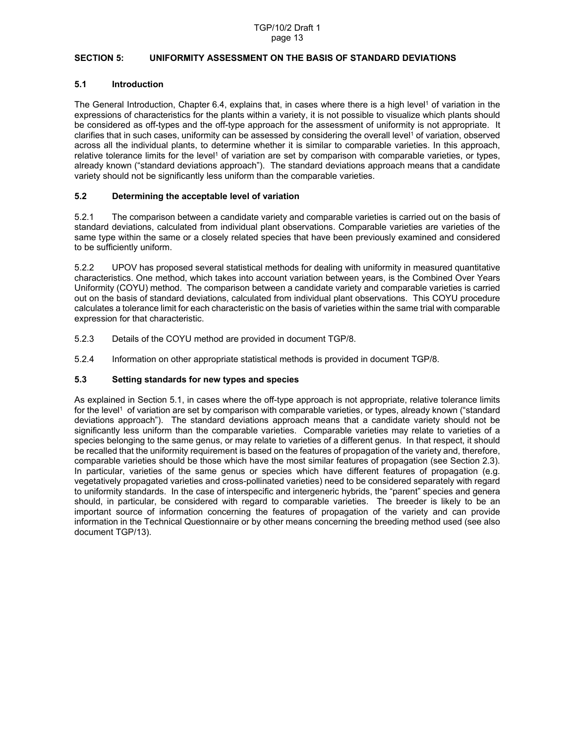## SECTION 5: UNIFORMITY ASSESSMENT ON THE BASIS OF STANDARD DEVIATIONS

### 5.1 Introduction

The General Introduction, Chapter 6.4, explains that, in cases where there is a high level[1] of variation in the expressions of characteristics for the plants within a variety, it is not possible to visualize which plants should be considered as off-types and the off-type approach for the assessment of uniformity is not appropriate. It clarifies that in such cases, uniformity can be assessed by considering the overall level[1] of variation, observed across all the individual plants, to determine whether it is similar to comparable varieties. In this approach, relative tolerance limits for the level[1] of variation are set by comparison with comparable varieties, or types, already known ("standard deviations approach"). The standard deviations approach means that a candidate variety should not be significantly less uniform than the comparable varieties.

### 5.2 Determining the acceptable level of variation

5.2.1 The comparison between a candidate variety and comparable varieties is carried out on the basis of standard deviations, calculated from individual plant observations. Comparable varieties are varieties of the same type within the same or a closely related species that have been previously examined and considered to be sufficiently uniform.

5.2.2 UPOV has proposed several statistical methods for dealing with uniformity in measured quantitative characteristics. One method, which takes into account variation between years, is the Combined Over Years Uniformity (COYU) method. The comparison between a candidate variety and comparable varieties is carried out on the basis of standard deviations, calculated from individual plant observations. This COYU procedure calculates a tolerance limit for each characteristic on the basis of varieties within the same trial with comparable expression for that characteristic.

5.2.3 Details of the COYU method are provided in document TGP/8.

5.2.4 Information on other appropriate statistical methods is provided in document TGP/8.

### 5.3 Setting standards for new types and species

As explained in Section 5.1, in cases where the off-type approach is not appropriate, relative tolerance limits for the level[1] of variation are set by comparison with comparable varieties, or types, already known ("standard deviations approach"). The standard deviations approach means that a candidate variety should not be significantly less uniform than the comparable varieties. Comparable varieties may relate to varieties of a species belonging to the same genus, or may relate to varieties of a different genus. In that respect, it should be recalled that the uniformity requirement is based on the features of propagation of the variety and, therefore, comparable varieties should be those which have the most similar features of propagation (see Section 2.3). In particular, varieties of the same genus or species which have different features of propagation (e.g. vegetatively propagated varieties and cross-pollinated varieties) need to be considered separately with regard to uniformity standards. In the case of interspecific and intergeneric hybrids, the "parent" species and genera should, in particular, be considered with regard to comparable varieties. The breeder is likely to be an important source of information concerning the features of propagation of the variety and can provide information in the Technical Questionnaire or by other means concerning the breeding method used (see also document TGP/13).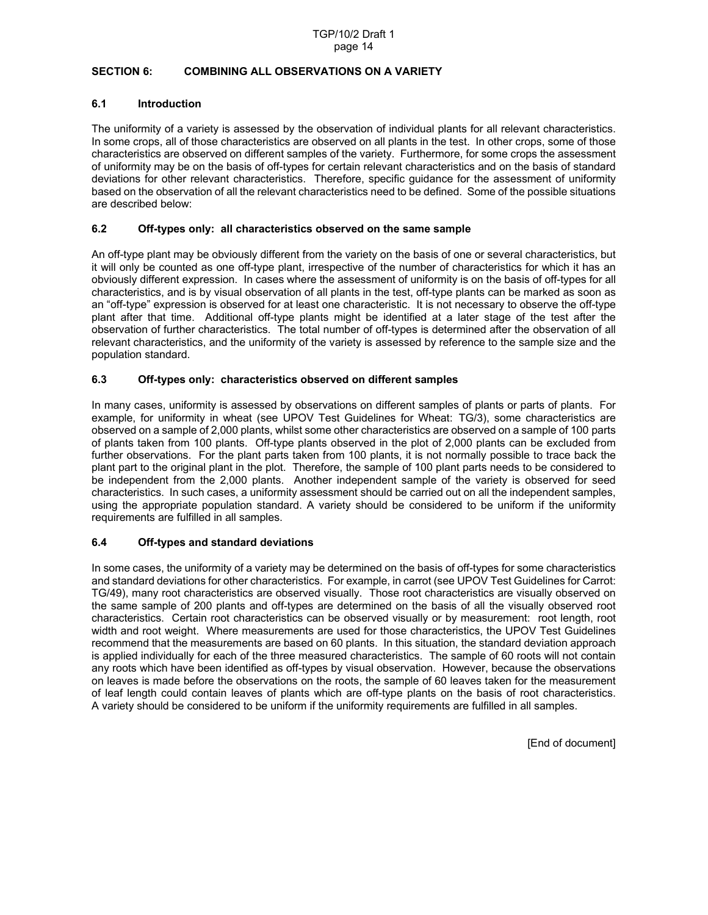## SECTION 6: COMBINING ALL OBSERVATIONS ON A VARIETY

### 6.1 Introduction

The uniformity of a variety is assessed by the observation of individual plants for all relevant characteristics. In some crops, all of those characteristics are observed on all plants in the test. In other crops, some of those characteristics are observed on different samples of the variety. Furthermore, for some crops the assessment of uniformity may be on the basis of off-types for certain relevant characteristics and on the basis of standard deviations for other relevant characteristics. Therefore, specific guidance for the assessment of uniformity based on the observation of all the relevant characteristics need to be defined. Some of the possible situations are described below:

### 6.2 Off-types only: all characteristics observed on the same sample

An off-type plant may be obviously different from the variety on the basis of one or several characteristics, but it will only be counted as one off-type plant, irrespective of the number of characteristics for which it has an obviously different expression. In cases where the assessment of uniformity is on the basis of off-types for all characteristics, and is by visual observation of all plants in the test, off-type plants can be marked as soon as an "off-type" expression is observed for at least one characteristic. It is not necessary to observe the off-type plant after that time. Additional off-type plants might be identified at a later stage of the test after the observation of further characteristics. The total number of off-types is determined after the observation of all relevant characteristics, and the uniformity of the variety is assessed by reference to the sample size and the population standard.

### 6.3 Off-types only: characteristics observed on different samples

In many cases, uniformity is assessed by observations on different samples of plants or parts of plants. For example, for uniformity in wheat (see UPOV Test Guidelines for Wheat: TG/3), some characteristics are observed on a sample of 2,000 plants, whilst some other characteristics are observed on a sample of 100 parts of plants taken from 100 plants. Off-type plants observed in the plot of 2,000 plants can be excluded from further observations. For the plant parts taken from 100 plants, it is not normally possible to trace back the plant part to the original plant in the plot. Therefore, the sample of 100 plant parts needs to be considered to be independent from the 2,000 plants. Another independent sample of the variety is observed for seed characteristics. In such cases, a uniformity assessment should be carried out on all the independent samples, using the appropriate population standard. A variety should be considered to be uniform if the uniformity requirements are fulfilled in all samples.

### 6.4 Off-types and standard deviations

In some cases, the uniformity of a variety may be determined on the basis of off-types for some characteristics and standard deviations for other characteristics. For example, in carrot (see UPOV Test Guidelines for Carrot: TG/49), many root characteristics are observed visually. Those root characteristics are visually observed on the same sample of 200 plants and off-types are determined on the basis of all the visually observed root characteristics. Certain root characteristics can be observed visually or by measurement: root length, root width and root weight. Where measurements are used for those characteristics, the UPOV Test Guidelines recommend that the measurements are based on 60 plants. In this situation, the standard deviation approach is applied individually for each of the three measured characteristics. The sample of 60 roots will not contain any roots which have been identified as off-types by visual observation. However, because the observations on leaves is made before the observations on the roots, the sample of 60 leaves taken for the measurement of leaf length could contain leaves of plants which are off-type plants on the basis of root characteristics. A variety should be considered to be uniform if the uniformity requirements are fulfilled in all samples.

[End of document]